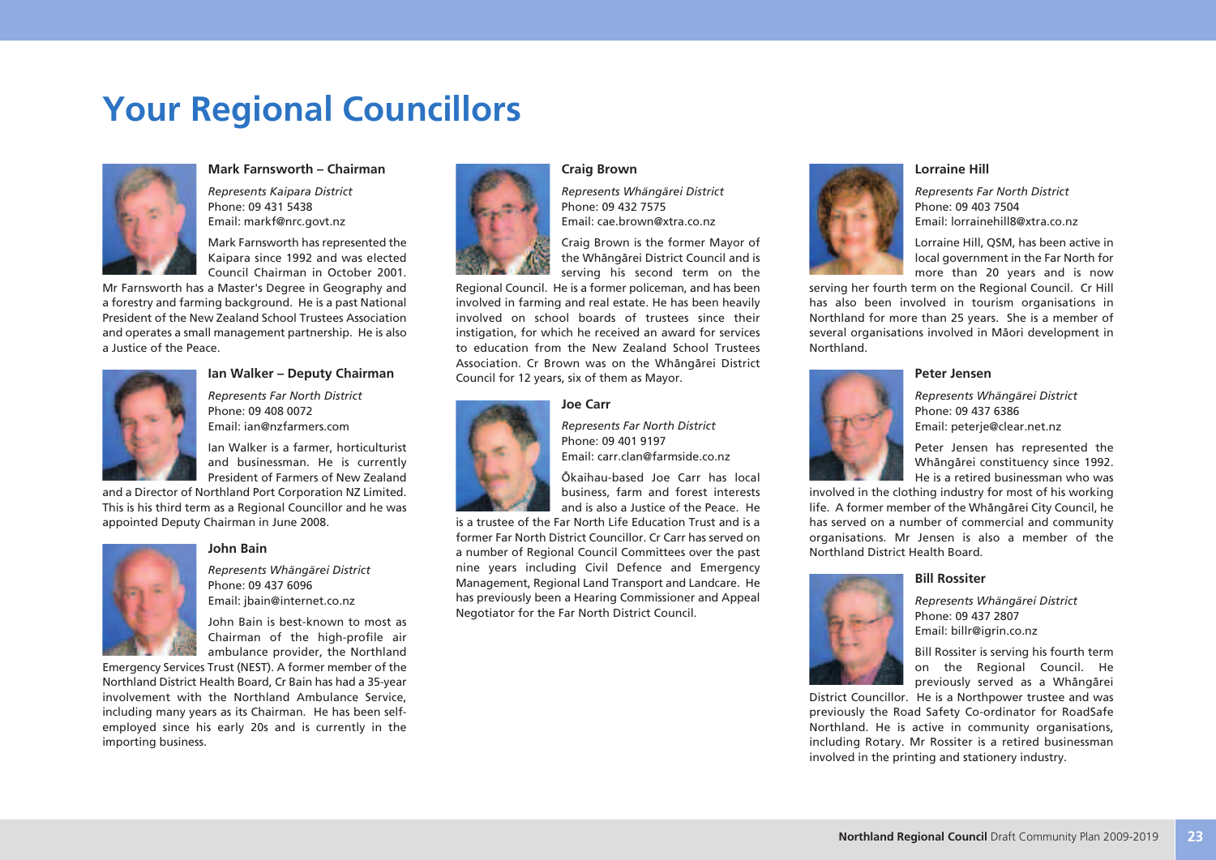# Your Regional Councillors

### Mark Farnsworth – Chairman

*Represents Kaipara District*
Phone: 09 431 5438
Email: markf@nrc.govt.nz

Mark Farnsworth has represented the Kaipara since 1992 and was elected Council Chairman in October 2001. Mr Farnsworth has a Master's Degree in Geography and a forestry and farming background. He is a past National President of the New Zealand School Trustees Association and operates a small management partnership. He is also a Justice of the Peace.

### Ian Walker – Deputy Chairman

*Represents Far North District*
Phone: 09 408 0072
Email: ian@nzfarmers.com

Ian Walker is a farmer, horticulturist and businessman. He is currently President of Farmers of New Zealand and a Director of Northland Port Corporation NZ Limited. This is his third term as a Regional Councillor and he was appointed Deputy Chairman in June 2008.

### John Bain

*Represents Whāngārei District*
Phone: 09 437 6096
Email: jbain@internet.co.nz

John Bain is best-known to most as Chairman of the high-profile air ambulance provider, the Northland Emergency Services Trust (NEST). A former member of the Northland District Health Board, Cr Bain has had a 35-year involvement with the Northland Ambulance Service, including many years as its Chairman. He has been self-employed since his early 20s and is currently in the importing business.

### Craig Brown

*Represents Whāngārei District*
Phone: 09 432 7575
Email: cae.brown@xtra.co.nz

Craig Brown is the former Mayor of the Whāngārei District Council and is serving his second term on the Regional Council. He is a former policeman, and has been involved in farming and real estate. He has been heavily involved on school boards of trustees since their instigation, for which he received an award for services to education from the New Zealand School Trustees Association. Cr Brown was on the Whāngārei District Council for 12 years, six of them as Mayor.

### Joe Carr

*Represents Far North District*
Phone: 09 401 9197
Email: carr.clan@farmside.co.nz

Ōkaihau-based Joe Carr has local business, farm and forest interests and is also a Justice of the Peace. He is a trustee of the Far North Life Education Trust and is a former Far North District Councillor. Cr Carr has served on a number of Regional Council Committees over the past nine years including Civil Defence and Emergency Management, Regional Land Transport and Landcare. He has previously been a Hearing Commissioner and Appeal Negotiator for the Far North District Council.

### Lorraine Hill

*Represents Far North District*
Phone: 09 403 7504
Email: lorrainehill8@xtra.co.nz

Lorraine Hill, QSM, has been active in local government in the Far North for more than 20 years and is now serving her fourth term on the Regional Council. Cr Hill has also been involved in tourism organisations in Northland for more than 25 years. She is a member of several organisations involved in Māori development in Northland.

### Peter Jensen

*Represents Whāngārei District*
Phone: 09 437 6386
Email: peterje@clear.net.nz

Peter Jensen has represented the Whāngārei constituency since 1992. He is a retired businessman who was involved in the clothing industry for most of his working life. A former member of the Whāngārei City Council, he has served on a number of commercial and community organisations. Mr Jensen is also a member of the Northland District Health Board.

### Bill Rossiter

*Represents Whāngārei District*
Phone: 09 437 2807
Email: billr@igrin.co.nz

Bill Rossiter is serving his fourth term on the Regional Council. He previously served as a Whāngārei District Councillor. He is a Northpower trustee and was previously the Road Safety Co-ordinator for RoadSafe Northland. He is active in community organisations, including Rotary. Mr Rossiter is a retired businessman involved in the printing and stationery industry.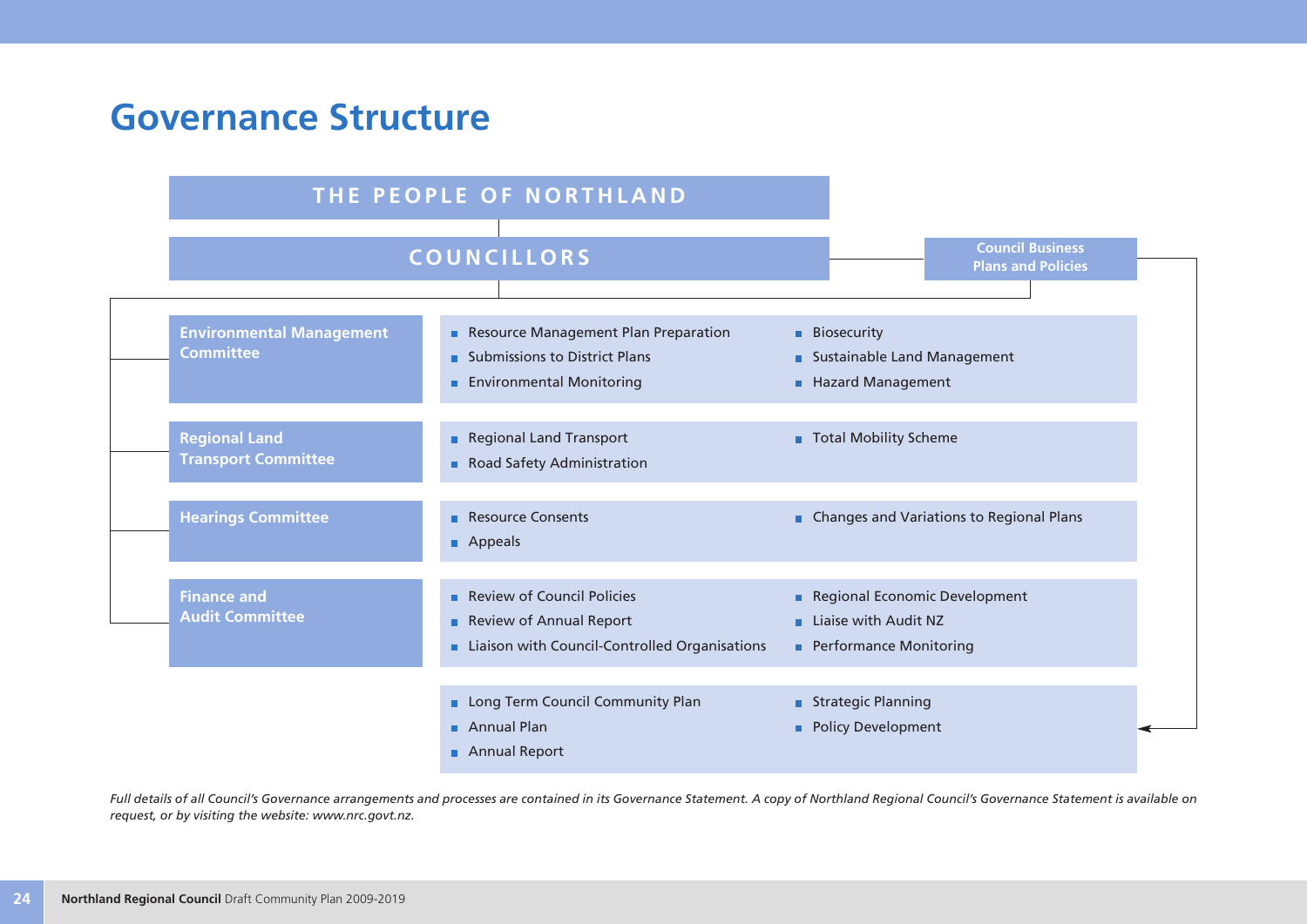# Governance Structure

**THE PEOPLE OF NORTHLAND**

**COUNCILLORS**

**Council Business Plans and Policies**

| Committee | Responsibilities | |
|---|---|---|
| **Environmental Management Committee** | ■ Resource Management Plan Preparation<br>■ Submissions to District Plans<br>■ Environmental Monitoring | ■ Biosecurity<br>■ Sustainable Land Management<br>■ Hazard Management |
| **Regional Land Transport Committee** | ■ Regional Land Transport<br>■ Road Safety Administration | ■ Total Mobility Scheme |
| **Hearings Committee** | ■ Resource Consents<br>■ Appeals | ■ Changes and Variations to Regional Plans |
| **Finance and Audit Committee** | ■ Review of Council Policies<br>■ Review of Annual Report<br>■ Liaison with Council-Controlled Organisations | ■ Regional Economic Development<br>■ Liaise with Audit NZ<br>■ Performance Monitoring |
| **Council Business Plans and Policies** | ■ Long Term Council Community Plan<br>■ Annual Plan<br>■ Annual Report | ■ Strategic Planning<br>■ Policy Development |

*Full details of all Council's Governance arrangements and processes are contained in its Governance Statement. A copy of Northland Regional Council's Governance Statement is available on request, or by visiting the website: www.nrc.govt.nz.*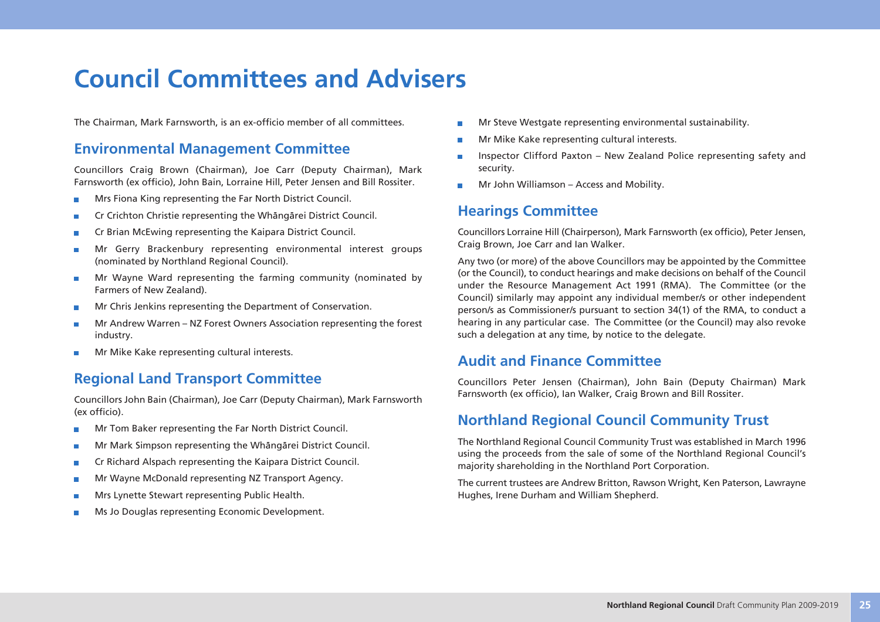# Council Committees and Advisers

The Chairman, Mark Farnsworth, is an ex-officio member of all committees.

## Environmental Management Committee

Councillors Craig Brown (Chairman), Joe Carr (Deputy Chairman), Mark Farnsworth (ex officio), John Bain, Lorraine Hill, Peter Jensen and Bill Rossiter.

- Mrs Fiona King representing the Far North District Council.
- Cr Crichton Christie representing the Whāngārei District Council.
- Cr Brian McEwing representing the Kaipara District Council.
- Mr Gerry Brackenbury representing environmental interest groups (nominated by Northland Regional Council).
- Mr Wayne Ward representing the farming community (nominated by Farmers of New Zealand).
- Mr Chris Jenkins representing the Department of Conservation.
- Mr Andrew Warren – NZ Forest Owners Association representing the forest industry.
- Mr Mike Kake representing cultural interests.

## Regional Land Transport Committee

Councillors John Bain (Chairman), Joe Carr (Deputy Chairman), Mark Farnsworth (ex officio).

- Mr Tom Baker representing the Far North District Council.
- Mr Mark Simpson representing the Whāngārei District Council.
- Cr Richard Alspach representing the Kaipara District Council.
- Mr Wayne McDonald representing NZ Transport Agency.
- Mrs Lynette Stewart representing Public Health.
- Ms Jo Douglas representing Economic Development.
- Mr Steve Westgate representing environmental sustainability.
- Mr Mike Kake representing cultural interests.
- Inspector Clifford Paxton – New Zealand Police representing safety and security.
- Mr John Williamson – Access and Mobility.

## Hearings Committee

Councillors Lorraine Hill (Chairperson), Mark Farnsworth (ex officio), Peter Jensen, Craig Brown, Joe Carr and Ian Walker.

Any two (or more) of the above Councillors may be appointed by the Committee (or the Council), to conduct hearings and make decisions on behalf of the Council under the Resource Management Act 1991 (RMA). The Committee (or the Council) similarly may appoint any individual member/s or other independent person/s as Commissioner/s pursuant to section 34(1) of the RMA, to conduct a hearing in any particular case. The Committee (or the Council) may also revoke such a delegation at any time, by notice to the delegate.

## Audit and Finance Committee

Councillors Peter Jensen (Chairman), John Bain (Deputy Chairman) Mark Farnsworth (ex officio), Ian Walker, Craig Brown and Bill Rossiter.

## Northland Regional Council Community Trust

The Northland Regional Council Community Trust was established in March 1996 using the proceeds from the sale of some of the Northland Regional Council's majority shareholding in the Northland Port Corporation.

The current trustees are Andrew Britton, Rawson Wright, Ken Paterson, Lawrayne Hughes, Irene Durham and William Shepherd.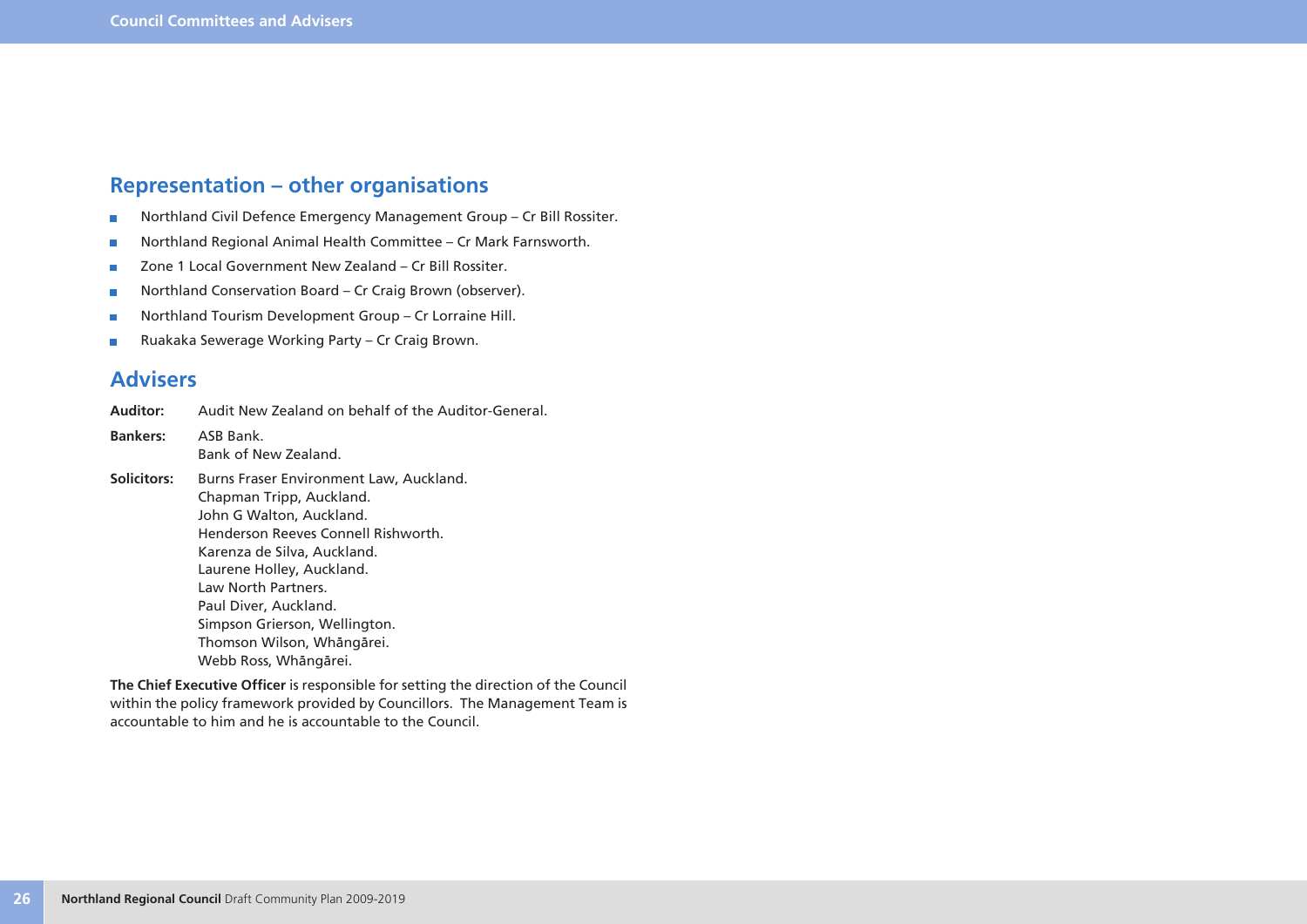## Representation – other organisations

- Northland Civil Defence Emergency Management Group – Cr Bill Rossiter.
- Northland Regional Animal Health Committee – Cr Mark Farnsworth.
- Zone 1 Local Government New Zealand – Cr Bill Rossiter.
- Northland Conservation Board – Cr Craig Brown (observer).
- Northland Tourism Development Group – Cr Lorraine Hill.
- Ruakaka Sewerage Working Party – Cr Craig Brown.

## Advisers

**Auditor:** Audit New Zealand on behalf of the Auditor-General.

**Bankers:** ASB Bank.
Bank of New Zealand.

**Solicitors:** Burns Fraser Environment Law, Auckland.
Chapman Tripp, Auckland.
John G Walton, Auckland.
Henderson Reeves Connell Rishworth.
Karenza de Silva, Auckland.
Laurene Holley, Auckland.
Law North Partners.
Paul Diver, Auckland.
Simpson Grierson, Wellington.
Thomson Wilson, Whāngārei.
Webb Ross, Whāngārei.

**The Chief Executive Officer** is responsible for setting the direction of the Council within the policy framework provided by Councillors. The Management Team is accountable to him and he is accountable to the Council.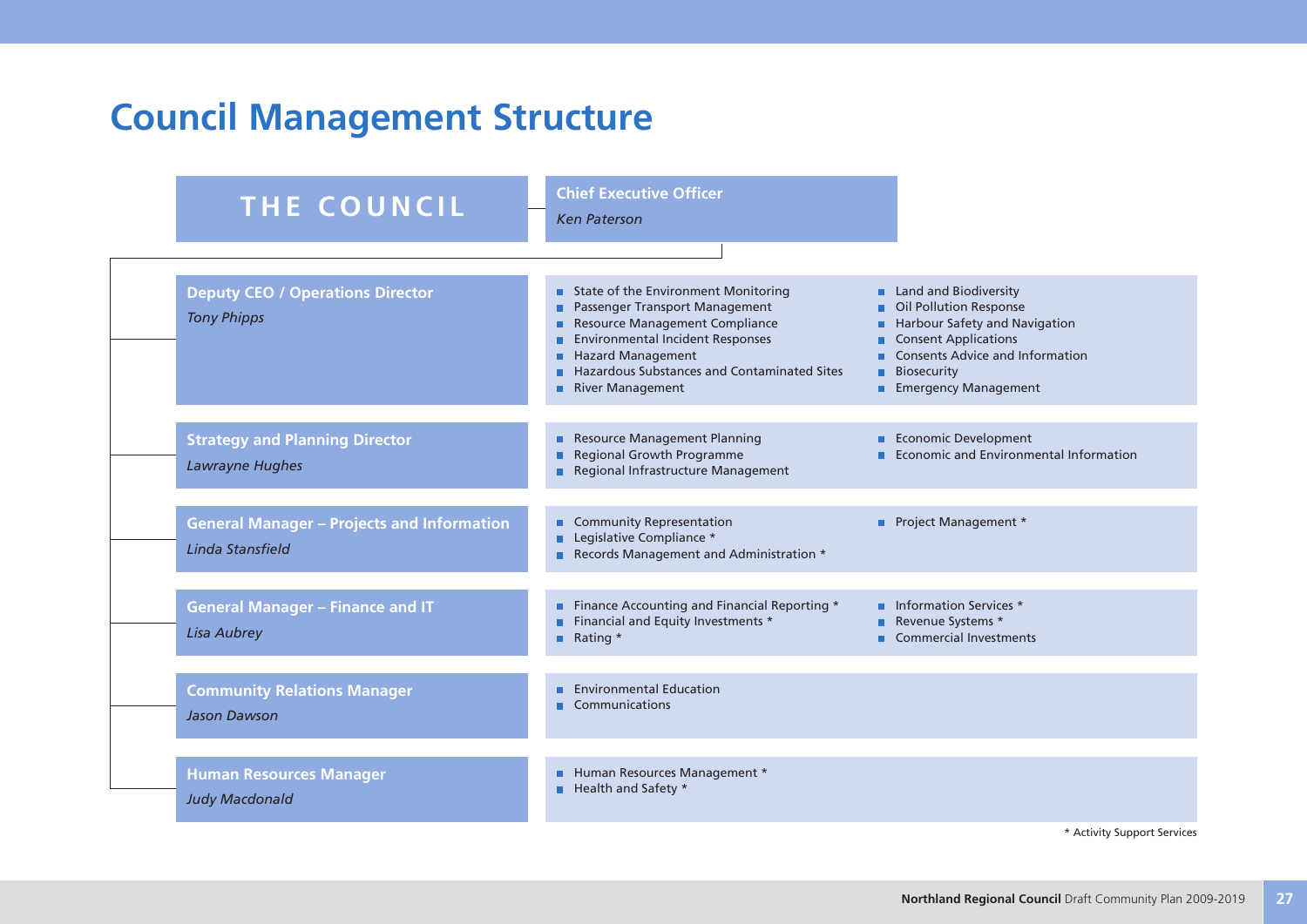# Council Management Structure

## THE COUNCIL

**Chief Executive Officer**
*Ken Paterson*

### Deputy CEO / Operations Director
*Tony Phipps*

- State of the Environment Monitoring
- Passenger Transport Management
- Resource Management Compliance
- Environmental Incident Responses
- Hazard Management
- Hazardous Substances and Contaminated Sites
- River Management
- Land and Biodiversity
- Oil Pollution Response
- Harbour Safety and Navigation
- Consent Applications
- Consents Advice and Information
- Biosecurity
- Emergency Management

### Strategy and Planning Director
*Lawrayne Hughes*

- Resource Management Planning
- Regional Growth Programme
- Regional Infrastructure Management
- Economic Development
- Economic and Environmental Information

### General Manager – Projects and Information
*Linda Stansfield*

- Community Representation
- Legislative Compliance *
- Records Management and Administration *
- Project Management *

### General Manager – Finance and IT
*Lisa Aubrey*

- Finance Accounting and Financial Reporting *
- Financial and Equity Investments *
- Rating *
- Information Services *
- Revenue Systems *
- Commercial Investments

### Community Relations Manager
*Jason Dawson*

- Environmental Education
- Communications

### Human Resources Manager
*Judy Macdonald*

- Human Resources Management *
- Health and Safety *

* Activity Support Services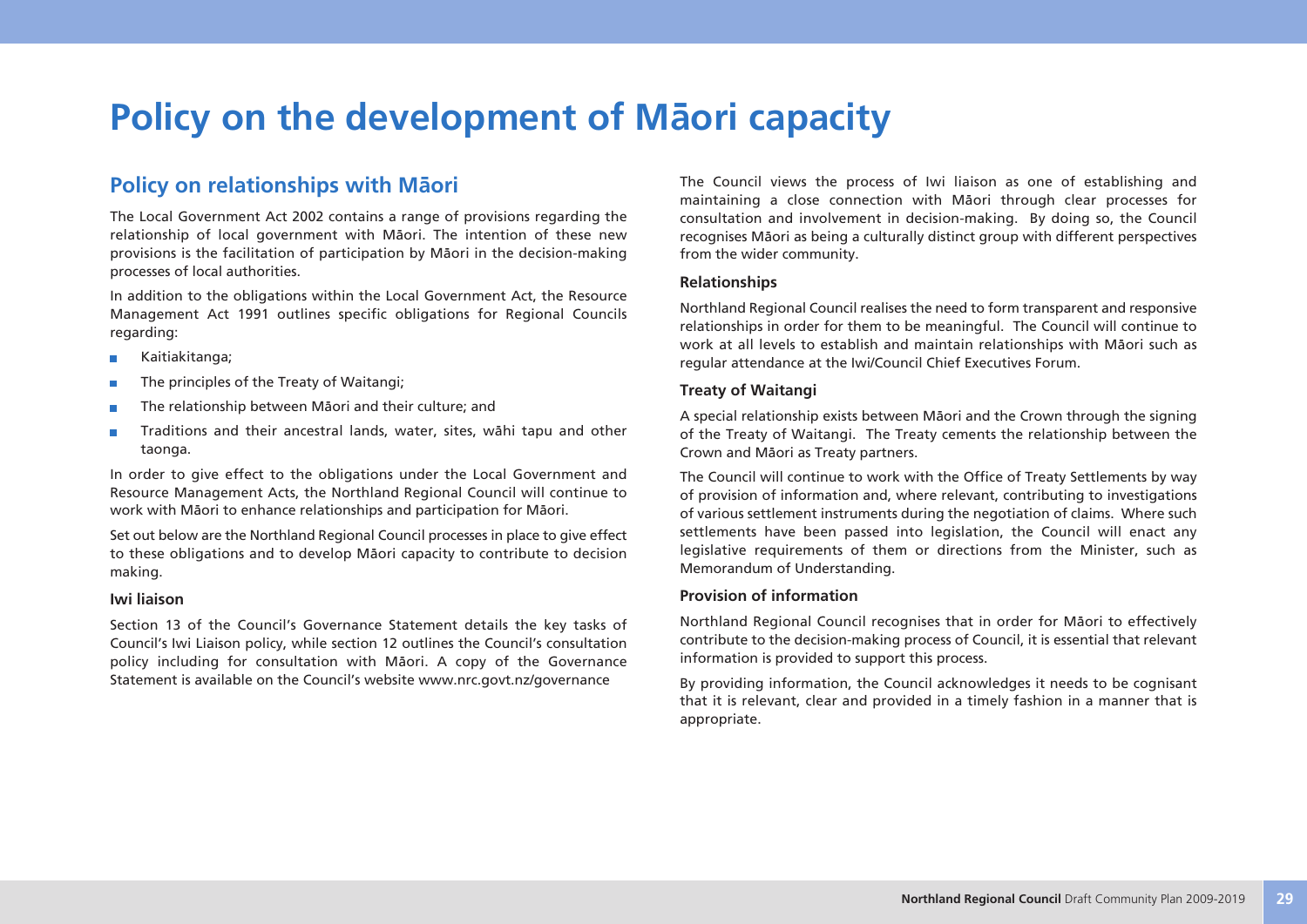# Policy on the development of Māori capacity

## Policy on relationships with Māori

The Local Government Act 2002 contains a range of provisions regarding the relationship of local government with Māori. The intention of these new provisions is the facilitation of participation by Māori in the decision-making processes of local authorities.

In addition to the obligations within the Local Government Act, the Resource Management Act 1991 outlines specific obligations for Regional Councils regarding:

- Kaitiakitanga;
- The principles of the Treaty of Waitangi;
- The relationship between Māori and their culture; and
- Traditions and their ancestral lands, water, sites, wāhi tapu and other taonga.

In order to give effect to the obligations under the Local Government and Resource Management Acts, the Northland Regional Council will continue to work with Māori to enhance relationships and participation for Māori.

Set out below are the Northland Regional Council processes in place to give effect to these obligations and to develop Māori capacity to contribute to decision making.

### Iwi liaison

Section 13 of the Council's Governance Statement details the key tasks of Council's Iwi Liaison policy, while section 12 outlines the Council's consultation policy including for consultation with Māori. A copy of the Governance Statement is available on the Council's website www.nrc.govt.nz/governance

The Council views the process of Iwi liaison as one of establishing and maintaining a close connection with Māori through clear processes for consultation and involvement in decision-making. By doing so, the Council recognises Māori as being a culturally distinct group with different perspectives from the wider community.

### Relationships

Northland Regional Council realises the need to form transparent and responsive relationships in order for them to be meaningful. The Council will continue to work at all levels to establish and maintain relationships with Māori such as regular attendance at the Iwi/Council Chief Executives Forum.

### Treaty of Waitangi

A special relationship exists between Māori and the Crown through the signing of the Treaty of Waitangi. The Treaty cements the relationship between the Crown and Māori as Treaty partners.

The Council will continue to work with the Office of Treaty Settlements by way of provision of information and, where relevant, contributing to investigations of various settlement instruments during the negotiation of claims. Where such settlements have been passed into legislation, the Council will enact any legislative requirements of them or directions from the Minister, such as Memorandum of Understanding.

### Provision of information

Northland Regional Council recognises that in order for Māori to effectively contribute to the decision-making process of Council, it is essential that relevant information is provided to support this process.

By providing information, the Council acknowledges it needs to be cognisant that it is relevant, clear and provided in a timely fashion in a manner that is appropriate.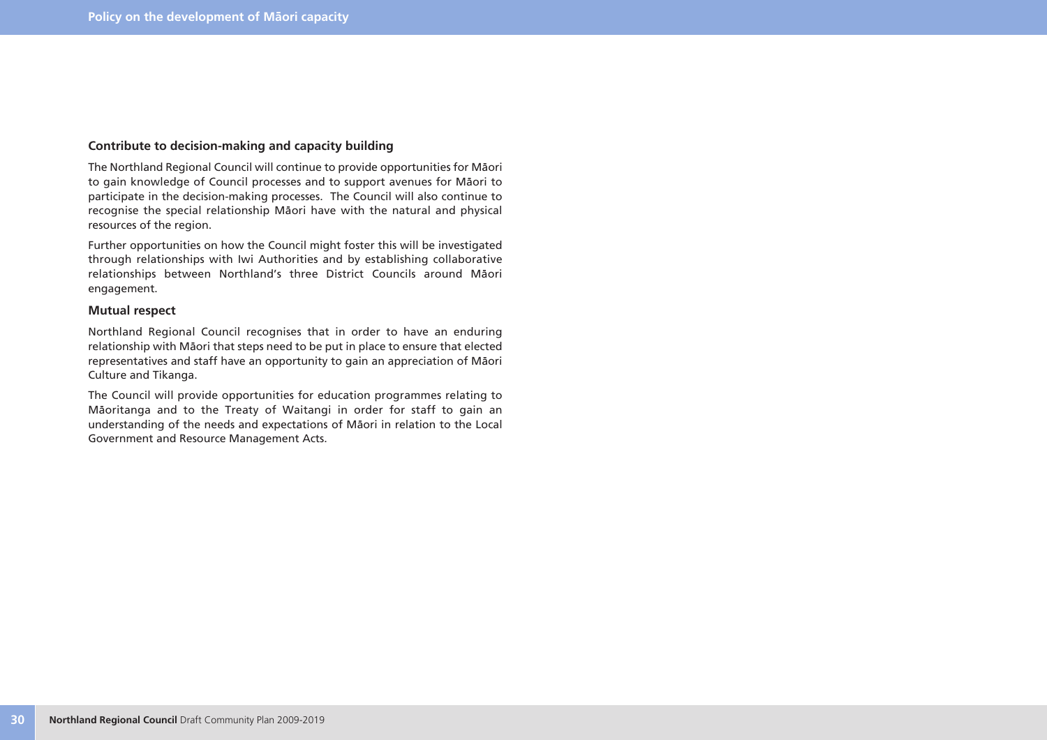### Contribute to decision-making and capacity building

The Northland Regional Council will continue to provide opportunities for Māori to gain knowledge of Council processes and to support avenues for Māori to participate in the decision-making processes. The Council will also continue to recognise the special relationship Māori have with the natural and physical resources of the region.

Further opportunities on how the Council might foster this will be investigated through relationships with Iwi Authorities and by establishing collaborative relationships between Northland's three District Councils around Māori engagement.

### Mutual respect

Northland Regional Council recognises that in order to have an enduring relationship with Māori that steps need to be put in place to ensure that elected representatives and staff have an opportunity to gain an appreciation of Māori Culture and Tikanga.

The Council will provide opportunities for education programmes relating to Māoritanga and to the Treaty of Waitangi in order for staff to gain an understanding of the needs and expectations of Māori in relation to the Local Government and Resource Management Acts.